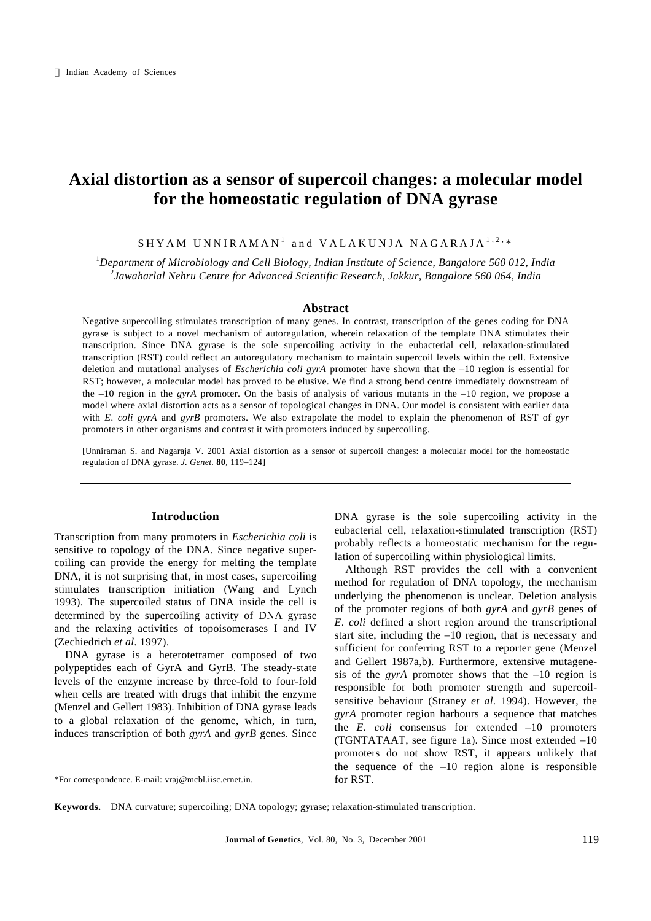# Axial distortion as a sensor of supercoil changes: a molecular model for the homeostatic regulation of DNA gyrase

SHYAM UNNIRAMAN[1] and VALAKUNJA NAGARAJA[1,2,*]

[1]*Department of Microbiology and Cell Biology, Indian Institute of Science, Bangalore 560 012, India*
[2]*Jawaharlal Nehru Centre for Advanced Scientific Research, Jakkur, Bangalore 560 064, India*

## Abstract

Negative supercoiling stimulates transcription of many genes. In contrast, transcription of the genes coding for DNA gyrase is subject to a novel mechanism of autoregulation, wherein relaxation of the template DNA stimulates their transcription. Since DNA gyrase is the sole supercoiling activity in the eubacterial cell, relaxation-stimulated transcription (RST) could reflect an autoregulatory mechanism to maintain supercoil levels within the cell. Extensive deletion and mutational analyses of *Escherichia coli gyrA* promoter have shown that the –10 region is essential for RST; however, a molecular model has proved to be elusive. We find a strong bend centre immediately downstream of the –10 region in the *gyrA* promoter. On the basis of analysis of various mutants in the –10 region, we propose a model where axial distortion acts as a sensor of topological changes in DNA. Our model is consistent with earlier data with *E. coli gyrA* and *gyrB* promoters. We also extrapolate the model to explain the phenomenon of RST of *gyr* promoters in other organisms and contrast it with promoters induced by supercoiling.

[Unniraman S. and Nagaraja V. 2001 Axial distortion as a sensor of supercoil changes: a molecular model for the homeostatic regulation of DNA gyrase. *J. Genet.* **80**, 119–124]

## Introduction

Transcription from many promoters in *Escherichia coli* is sensitive to topology of the DNA. Since negative supercoiling can provide the energy for melting the template DNA, it is not surprising that, in most cases, supercoiling stimulates transcription initiation (Wang and Lynch 1993). The supercoiled status of DNA inside the cell is determined by the supercoiling activity of DNA gyrase and the relaxing activities of topoisomerases I and IV (Zechiedrich *et al*. 1997).

DNA gyrase is a heterotetramer composed of two polypeptides each of GyrA and GyrB. The steady-state levels of the enzyme increase by three-fold to four-fold when cells are treated with drugs that inhibit the enzyme (Menzel and Gellert 1983). Inhibition of DNA gyrase leads to a global relaxation of the genome, which, in turn, induces transcription of both *gyrA* and *gyrB* genes. Since DNA gyrase is the sole supercoiling activity in the eubacterial cell, relaxation-stimulated transcription (RST) probably reflects a homeostatic mechanism for the regulation of supercoiling within physiological limits.

Although RST provides the cell with a convenient method for regulation of DNA topology, the mechanism underlying the phenomenon is unclear. Deletion analysis of the promoter regions of both *gyrA* and *gyrB* genes of *E. coli* defined a short region around the transcriptional start site, including the –10 region, that is necessary and sufficient for conferring RST to a reporter gene (Menzel and Gellert 1987a,b). Furthermore, extensive mutagenesis of the *gyrA* promoter shows that the –10 region is responsible for both promoter strength and supercoil-sensitive behaviour (Straney *et al*. 1994). However, the *gyrA* promoter region harbours a sequence that matches the *E. coli* consensus for extended –10 promoters (TGNTATAAT, see figure 1a). Since most extended –10 promoters do not show RST, it appears unlikely that the sequence of the –10 region alone is responsible for RST.

*For correspondence. E-mail: vraj@mcbl.iisc.ernet.in.

**Keywords.** DNA curvature; supercoiling; DNA topology; gyrase; relaxation-stimulated transcription.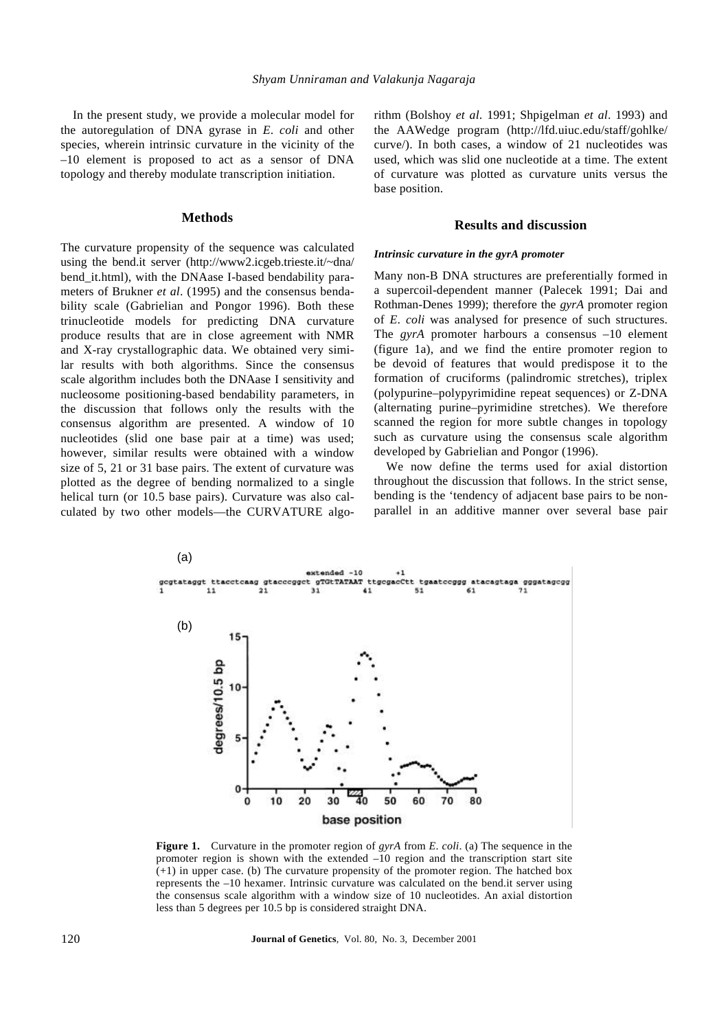In the present study, we provide a molecular model for the autoregulation of DNA gyrase in *E. coli* and other species, wherein intrinsic curvature in the vicinity of the –10 element is proposed to act as a sensor of DNA topology and thereby modulate transcription initiation.

## Methods

The curvature propensity of the sequence was calculated using the bend.it server (http://www2.icgeb.trieste.it/~dna/bend_it.html), with the DNAase I-based bendability parameters of Brukner *et al*. (1995) and the consensus bendability scale (Gabrielian and Pongor 1996). Both these trinucleotide models for predicting DNA curvature produce results that are in close agreement with NMR and X-ray crystallographic data. We obtained very similar results with both algorithms. Since the consensus scale algorithm includes both the DNAase I sensitivity and nucleosome positioning-based bendability parameters, in the discussion that follows only the results with the consensus algorithm are presented. A window of 10 nucleotides (slid one base pair at a time) was used; however, similar results were obtained with a window size of 5, 21 or 31 base pairs. The extent of curvature was plotted as the degree of bending normalized to a single helical turn (or 10.5 base pairs). Curvature was also calculated by two other models—the CURVATURE algorithm (Bolshoy *et al*. 1991; Shpigelman *et al*. 1993) and the AAWedge program (http://lfd.uiuc.edu/staff/gohlke/curve/). In both cases, a window of 21 nucleotides was used, which was slid one nucleotide at a time. The extent of curvature was plotted as curvature units versus the base position.

## Results and discussion

### *Intrinsic curvature in the gyrA promoter*

Many non-B DNA structures are preferentially formed in a supercoil-dependent manner (Palecek 1991; Dai and Rothman-Denes 1999); therefore the *gyrA* promoter region of *E. coli* was analysed for presence of such structures. The *gyrA* promoter harbours a consensus –10 element (figure 1a), and we find the entire promoter region to be devoid of features that would predispose it to the formation of cruciforms (palindromic stretches), triplex (polypurine–polypyrimidine repeat sequences) or Z-DNA (alternating purine–pyrimidine stretches). We therefore scanned the region for more subtle changes in topology such as curvature using the consensus scale algorithm developed by Gabrielian and Pongor (1996).

We now define the terms used for axial distortion throughout the discussion that follows. In the strict sense, bending is the 'tendency of adjacent base pairs to be non-parallel in an additive manner over several base pair

(a)

```
                                        extended -10       +1
gcgtataggt ttacctcaag gtacccggct gTGtTATAAT ttgcgacCtt tgaatccggg atacagtaga gggatagcgg
1          11         21         31         41         51         61         71
```

(b)

**Figure 1.** Curvature in the promoter region of *gyrA* from *E. coli*. (a) The sequence in the promoter region is shown with the extended –10 region and the transcription start site (+1) in upper case. (b) The curvature propensity of the promoter region. The hatched box represents the –10 hexamer. Intrinsic curvature was calculated on the bend.it server using the consensus scale algorithm with a window size of 10 nucleotides. An axial distortion less than 5 degrees per 10.5 bp is considered straight DNA.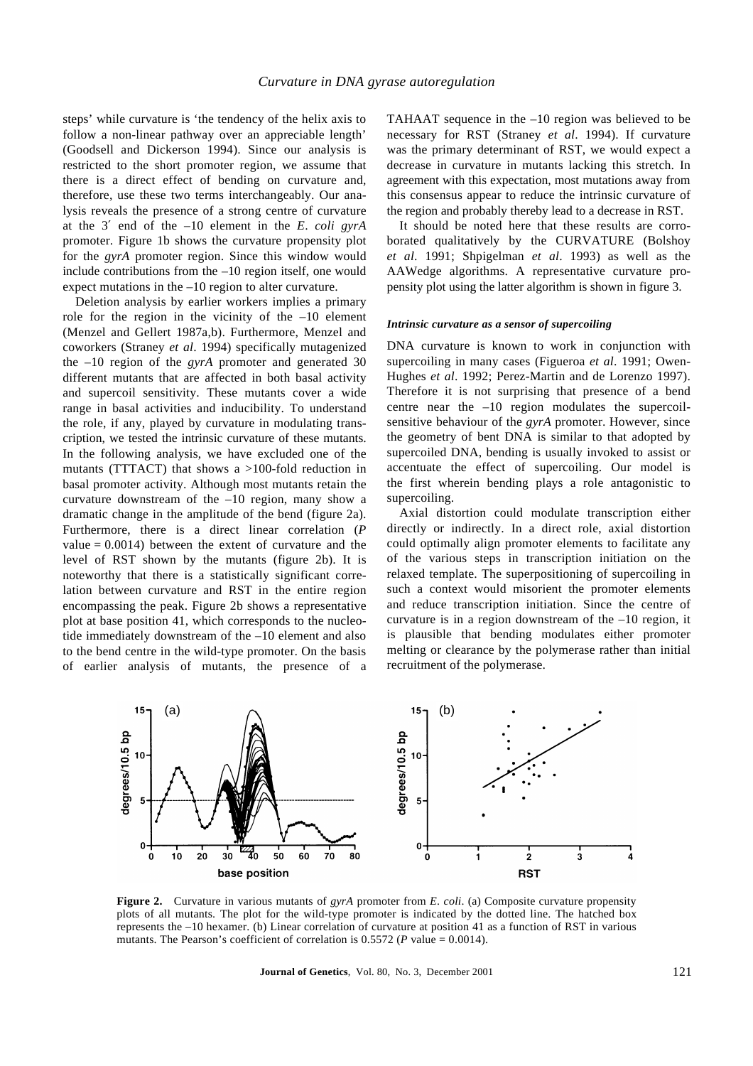steps' while curvature is 'the tendency of the helix axis to follow a non-linear pathway over an appreciable length' (Goodsell and Dickerson 1994). Since our analysis is restricted to the short promoter region, we assume that there is a direct effect of bending on curvature and, therefore, use these two terms interchangeably. Our analysis reveals the presence of a strong centre of curvature at the 3′ end of the –10 element in the *E. coli gyrA* promoter. Figure 1b shows the curvature propensity plot for the *gyrA* promoter region. Since this window would include contributions from the –10 region itself, one would expect mutations in the –10 region to alter curvature.

Deletion analysis by earlier workers implies a primary role for the region in the vicinity of the –10 element (Menzel and Gellert 1987a,b). Furthermore, Menzel and coworkers (Straney *et al*. 1994) specifically mutagenized the –10 region of the *gyrA* promoter and generated 30 different mutants that are affected in both basal activity and supercoil sensitivity. These mutants cover a wide range in basal activities and inducibility. To understand the role, if any, played by curvature in modulating transcription, we tested the intrinsic curvature of these mutants. In the following analysis, we have excluded one of the mutants (TTTACT) that shows a >100-fold reduction in basal promoter activity. Although most mutants retain the curvature downstream of the –10 region, many show a dramatic change in the amplitude of the bend (figure 2a). Furthermore, there is a direct linear correlation ($P$ value = 0.0014) between the extent of curvature and the level of RST shown by the mutants (figure 2b). It is noteworthy that there is a statistically significant correlation between curvature and RST in the entire region encompassing the peak. Figure 2b shows a representative plot at base position 41, which corresponds to the nucleotide immediately downstream of the –10 element and also to the bend centre in the wild-type promoter. On the basis of earlier analysis of mutants, the presence of a TAHAAT sequence in the –10 region was believed to be necessary for RST (Straney *et al*. 1994). If curvature was the primary determinant of RST, we would expect a decrease in curvature in mutants lacking this stretch. In agreement with this expectation, most mutations away from this consensus appear to reduce the intrinsic curvature of the region and probably thereby lead to a decrease in RST.

It should be noted here that these results are corroborated qualitatively by the CURVATURE (Bolshoy *et al*. 1991; Shpigelman *et al*. 1993) as well as the AAWedge algorithms. A representative curvature propensity plot using the latter algorithm is shown in figure 3.

### *Intrinsic curvature as a sensor of supercoiling*

DNA curvature is known to work in conjunction with supercoiling in many cases (Figueroa *et al*. 1991; Owen-Hughes *et al*. 1992; Perez-Martin and de Lorenzo 1997). Therefore it is not surprising that presence of a bend centre near the –10 region modulates the supercoil-sensitive behaviour of the *gyrA* promoter. However, since the geometry of bent DNA is similar to that adopted by supercoiled DNA, bending is usually invoked to assist or accentuate the effect of supercoiling. Our model is the first wherein bending plays a role antagonistic to supercoiling.

Axial distortion could modulate transcription either directly or indirectly. In a direct role, axial distortion could optimally align promoter elements to facilitate any of the various steps in transcription initiation on the relaxed template. The superpositioning of supercoiling in such a context would misorient the promoter elements and reduce transcription initiation. Since the centre of curvature is in a region downstream of the –10 region, it is plausible that bending modulates either promoter melting or clearance by the polymerase rather than initial recruitment of the polymerase.

**Figure 2.** Curvature in various mutants of *gyrA* promoter from *E. coli*. (a) Composite curvature propensity plots of all mutants. The plot for the wild-type promoter is indicated by the dotted line. The hatched box represents the –10 hexamer. (b) Linear correlation of curvature at position 41 as a function of RST in various mutants. The Pearson's coefficient of correlation is 0.5572 ($P$ value = 0.0014).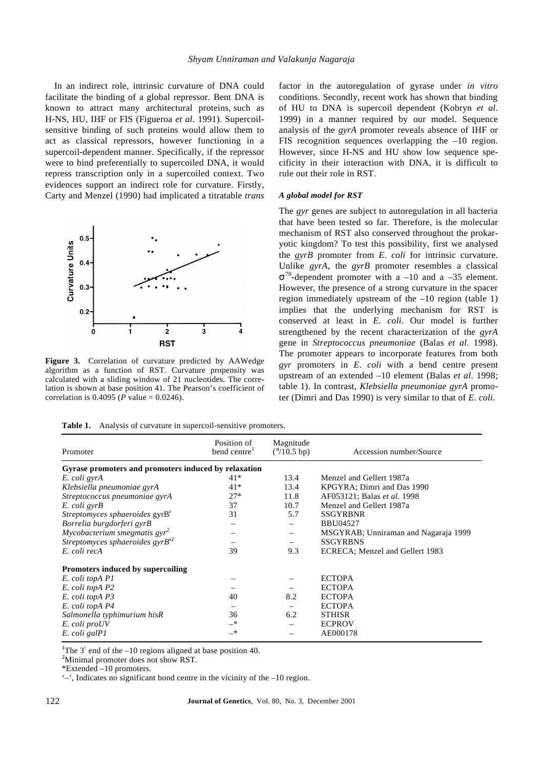In an indirect role, intrinsic curvature of DNA could facilitate the binding of a global repressor. Bent DNA is known to attract many architectural proteins, such as H-NS, HU, IHF or FIS (Figueroa *et al*. 1991). Supercoil-sensitive binding of such proteins would allow them to act as classical repressors, however functioning in a supercoil-dependent manner. Specifically, if the repressor were to bind preferentially to supercoiled DNA, it would repress transcription only in a supercoiled context. Two evidences support an indirect role for curvature. Firstly, Carty and Menzel (1990) had implicated a titratable *trans* factor in the autoregulation of gyrase under *in vitro* conditions. Secondly, recent work has shown that binding of HU to DNA is supercoil dependent (Kobryn *et al*. 1999) in a manner required by our model. Sequence analysis of the *gyrA* promoter reveals absence of IHF or FIS recognition sequences overlapping the –10 region. However, since H-NS and HU show low sequence specificity in their interaction with DNA, it is difficult to rule out their role in RST.

**Figure 3.** Correlation of curvature predicted by AAWedge algorithm as a function of RST. Curvature propensity was calculated with a sliding window of 21 nucleotides. The correlation is shown at base position 41. The Pearson's coefficient of correlation is 0.4095 ($P$ value = 0.0246).

### A global model for RST

The *gyr* genes are subject to autoregulation in all bacteria that have been tested so far. Therefore, is the molecular mechanism of RST also conserved throughout the prokaryotic kingdom? To test this possibility, first we analysed the *gyrB* promoter from *E. coli* for intrinsic curvature. Unlike *gyrA*, the *gyrB* promoter resembles a classical $\sigma^{70}$-dependent promoter with a –10 and a –35 element. However, the presence of a strong curvature in the spacer region immediately upstream of the –10 region (table 1) implies that the underlying mechanism for RST is conserved at least in *E. coli*. Our model is further strengthened by the recent characterization of the *gyrA* gene in *Streptococcus pneumoniae* (Balas *et al*. 1998). The promoter appears to incorporate features from both *gyr* promoters in *E. coli* with a bend centre present upstream of an extended –10 element (Balas *et al*. 1998; table 1). In contrast, *Klebsiella pneumoniae gyrA* promoter (Dimri and Das 1990) is very similar to that of *E. coli*.

**Table 1.** Analysis of curvature in supercoil-sensitive promoters.

| Promoter | Position of bend centre[1] | Magnitude (°/10.5 bp) | Accession number/Source |
|---|---|---|---|
| **Gyrase promoters and promoters induced by relaxation** | | | |
| *E. coli gyrA* | 41* | 13.4 | Menzel and Gellert 1987a |
| *Klebsiella pneumoniae gyrA* | 41* | 13.4 | KPGYRA; Dimri and Das 1990 |
| *Streptococcus pneumoniae gyrA* | 27* | 11.8 | AF053121; Balas *et al*. 1998 |
| *E. coli gyrB* | 37 | 10.7 | Menzel and Gellert 1987a |
| *Streptomyces sphaeroides* gyrB[r] | 31 | 5.7 | SSGYRBNR |
| *Borrelia burgdorferi gyrB* | – | – | BBU04527 |
| *Mycobacterium smegmatis gyr*[2] | – | – | MSGYRAB; Unniraman and Nagaraja 1999 |
| *Streptomyces sphaeroides gyrB*[s2] | – | – | SSGYRBNS |
| *E. coli recA* | 39 | 9.3 | ECRECA; Menzel and Gellert 1983 |
| **Promoters induced by supercoiling** | | | |
| *E. coli topA P1* | – | – | ECTOPA |
| *E. coli topA P2* | – | – | ECTOPA |
| *E. coli topA P3* | 40 | 8.2 | ECTOPA |
| *E. coli topA P4* | – | – | ECTOPA |
| *Salmonella typhimurium hisR* | 36 | 6.2 | STHISR |
| *E. coli proUV* | –* | – | ECPROV |
| *E. coli galP1* | –* | – | AE000178 |

[1]The 3′ end of the –10 regions aligned at base position 40.
[2]Minimal promoter does not show RST.
*Extended –10 promoters.
'–', Indicates no significant bond centre in the vicinity of the –10 region.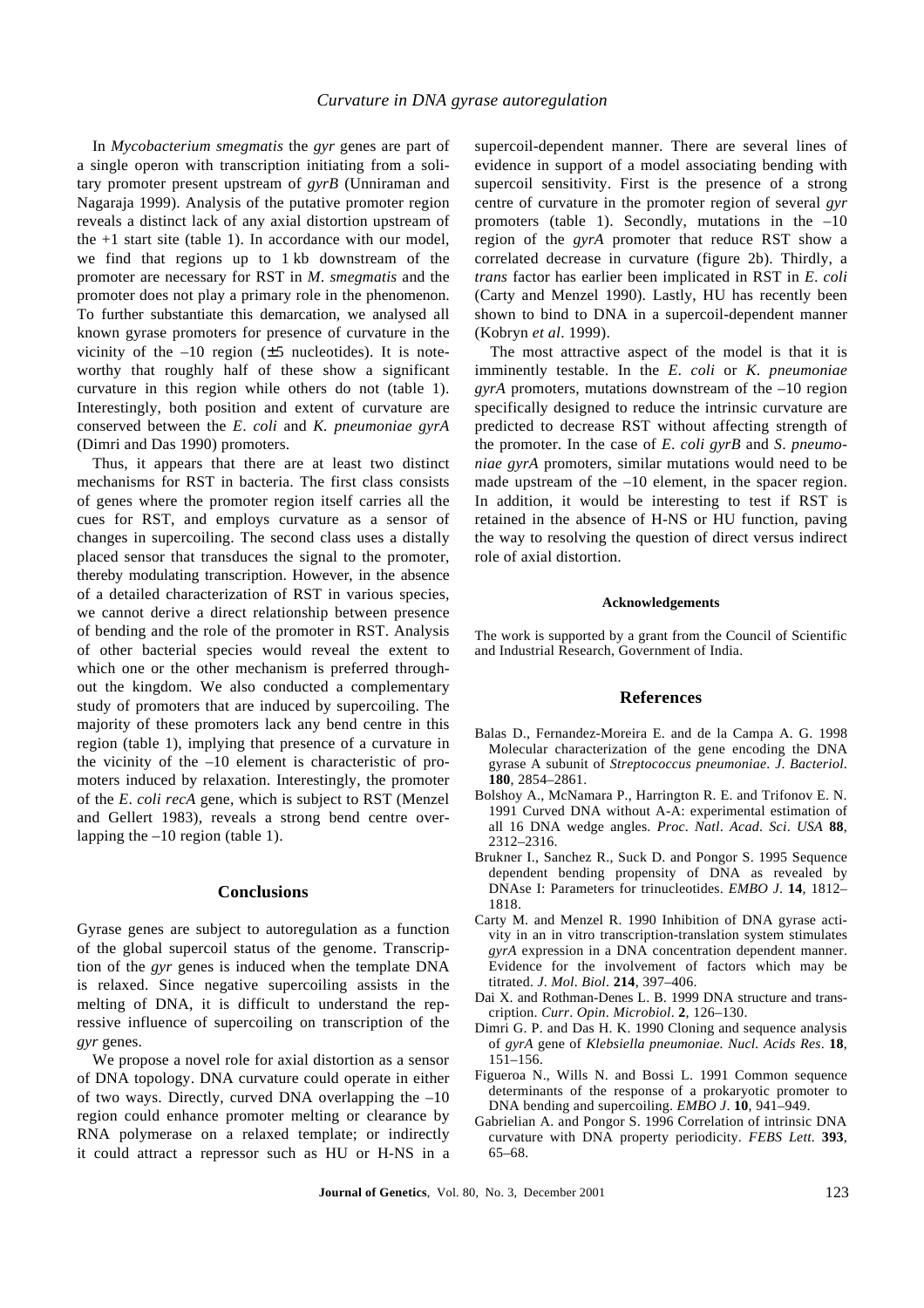In *Mycobacterium smegmatis* the *gyr* genes are part of a single operon with transcription initiating from a solitary promoter present upstream of *gyrB* (Unniraman and Nagaraja 1999). Analysis of the putative promoter region reveals a distinct lack of any axial distortion upstream of the +1 start site (table 1). In accordance with our model, we find that regions up to 1 kb downstream of the promoter are necessary for RST in *M. smegmatis* and the promoter does not play a primary role in the phenomenon. To further substantiate this demarcation, we analysed all known gyrase promoters for presence of curvature in the vicinity of the –10 region (±5 nucleotides). It is noteworthy that roughly half of these show a significant curvature in this region while others do not (table 1). Interestingly, both position and extent of curvature are conserved between the *E. coli* and *K. pneumoniae gyrA* (Dimri and Das 1990) promoters.

Thus, it appears that there are at least two distinct mechanisms for RST in bacteria. The first class consists of genes where the promoter region itself carries all the cues for RST, and employs curvature as a sensor of changes in supercoiling. The second class uses a distally placed sensor that transduces the signal to the promoter, thereby modulating transcription. However, in the absence of a detailed characterization of RST in various species, we cannot derive a direct relationship between presence of bending and the role of the promoter in RST. Analysis of other bacterial species would reveal the extent to which one or the other mechanism is preferred throughout the kingdom. We also conducted a complementary study of promoters that are induced by supercoiling. The majority of these promoters lack any bend centre in this region (table 1), implying that presence of a curvature in the vicinity of the –10 element is characteristic of promoters induced by relaxation. Interestingly, the promoter of the *E. coli recA* gene, which is subject to RST (Menzel and Gellert 1983), reveals a strong bend centre overlapping the –10 region (table 1).

## Conclusions

Gyrase genes are subject to autoregulation as a function of the global supercoil status of the genome. Transcription of the *gyr* genes is induced when the template DNA is relaxed. Since negative supercoiling assists in the melting of DNA, it is difficult to understand the repressive influence of supercoiling on transcription of the *gyr* genes.

We propose a novel role for axial distortion as a sensor of DNA topology. DNA curvature could operate in either of two ways. Directly, curved DNA overlapping the –10 region could enhance promoter melting or clearance by RNA polymerase on a relaxed template; or indirectly it could attract a repressor such as HU or H-NS in a supercoil-dependent manner. There are several lines of evidence in support of a model associating bending with supercoil sensitivity. First is the presence of a strong centre of curvature in the promoter region of several *gyr* promoters (table 1). Secondly, mutations in the –10 region of the *gyrA* promoter that reduce RST show a correlated decrease in curvature (figure 2b). Thirdly, a *trans* factor has earlier been implicated in RST in *E. coli* (Carty and Menzel 1990). Lastly, HU has recently been shown to bind to DNA in a supercoil-dependent manner (Kobryn *et al*. 1999).

The most attractive aspect of the model is that it is imminently testable. In the *E. coli* or *K. pneumoniae gyrA* promoters, mutations downstream of the –10 region specifically designed to reduce the intrinsic curvature are predicted to decrease RST without affecting strength of the promoter. In the case of *E. coli gyrB* and *S. pneumoniae gyrA* promoters, similar mutations would need to be made upstream of the –10 element, in the spacer region. In addition, it would be interesting to test if RST is retained in the absence of H-NS or HU function, paving the way to resolving the question of direct versus indirect role of axial distortion.

#### Acknowledgements

The work is supported by a grant from the Council of Scientific and Industrial Research, Government of India.

## References

Balas D., Fernandez-Moreira E. and de la Campa A. G. 1998 Molecular characterization of the gene encoding the DNA gyrase A subunit of *Streptococcus pneumoniae*. *J. Bacteriol.* **180**, 2854–2861.

Bolshoy A., McNamara P., Harrington R. E. and Trifonov E. N. 1991 Curved DNA without A-A: experimental estimation of all 16 DNA wedge angles. *Proc. Natl. Acad. Sci. USA* **88**, 2312–2316.

Brukner I., Sanchez R., Suck D. and Pongor S. 1995 Sequence dependent bending propensity of DNA as revealed by DNAse I: Parameters for trinucleotides. *EMBO J.* **14**, 1812–1818.

Carty M. and Menzel R. 1990 Inhibition of DNA gyrase activity in an in vitro transcription-translation system stimulates *gyrA* expression in a DNA concentration dependent manner. Evidence for the involvement of factors which may be titrated. *J. Mol. Biol.* **214**, 397–406.

Dai X. and Rothman-Denes L. B. 1999 DNA structure and transcription. *Curr. Opin. Microbiol.* **2**, 126–130.

Dimri G. P. and Das H. K. 1990 Cloning and sequence analysis of *gyrA* gene of *Klebsiella pneumoniae. Nucl. Acids Res.* **18**, 151–156.

Figueroa N., Wills N. and Bossi L. 1991 Common sequence determinants of the response of a prokaryotic promoter to DNA bending and supercoiling. *EMBO J.* **10**, 941–949.

Gabrielian A. and Pongor S. 1996 Correlation of intrinsic DNA curvature with DNA property periodicity. *FEBS Lett.* **393**, 65–68.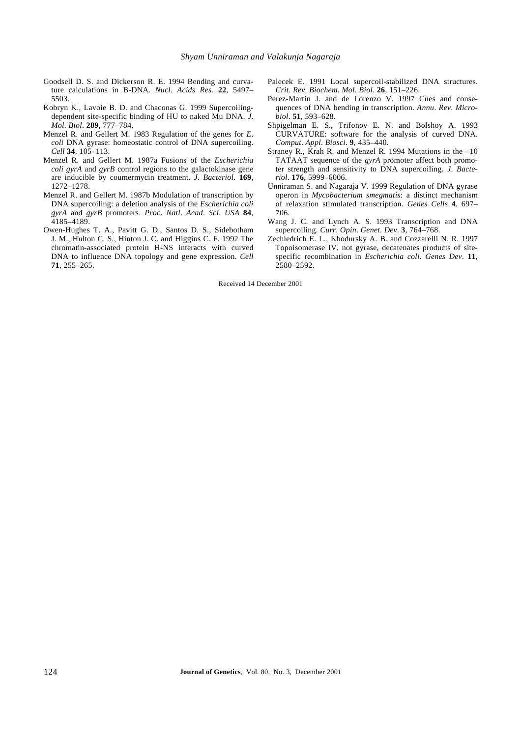Goodsell D. S. and Dickerson R. E. 1994 Bending and curvature calculations in B-DNA. *Nucl. Acids Res*. **22**, 5497–5503.

Kobryn K., Lavoie B. D. and Chaconas G. 1999 Supercoiling-dependent site-specific binding of HU to naked Mu DNA. *J. Mol. Biol*. **289**, 777–784.

Menzel R. and Gellert M. 1983 Regulation of the genes for *E. coli* DNA gyrase: homeostatic control of DNA supercoiling. *Cell* **34**, 105–113.

Menzel R. and Gellert M. 1987a Fusions of the *Escherichia coli gyrA* and *gyrB* control regions to the galactokinase gene are inducible by coumermycin treatment. *J. Bacteriol*. **169**, 1272–1278.

Menzel R. and Gellert M. 1987b Modulation of transcription by DNA supercoiling: a deletion analysis of the *Escherichia coli gyrA* and *gyrB* promoters. *Proc. Natl. Acad. Sci. USA* **84**, 4185–4189.

Owen-Hughes T. A., Pavitt G. D., Santos D. S., Sidebotham J. M., Hulton C. S., Hinton J. C. and Higgins C. F. 1992 The chromatin-associated protein H-NS interacts with curved DNA to influence DNA topology and gene expression. *Cell* **71**, 255–265.

Palecek E. 1991 Local supercoil-stabilized DNA structures. *Crit. Rev. Biochem. Mol. Biol*. **26**, 151–226.

Perez-Martin J. and de Lorenzo V. 1997 Cues and consequences of DNA bending in transcription. *Annu. Rev. Microbiol*. **51**, 593–628.

Shpigelman E. S., Trifonov E. N. and Bolshoy A. 1993 CURVATURE: software for the analysis of curved DNA. *Comput. Appl. Biosci*. **9**, 435–440.

Straney R., Krah R. and Menzel R. 1994 Mutations in the –10 TATAAT sequence of the *gyrA* promoter affect both promoter strength and sensitivity to DNA supercoiling. *J. Bacteriol*. **176**, 5999–6006.

Unniraman S. and Nagaraja V. 1999 Regulation of DNA gyrase operon in *Mycobacterium smegmatis*: a distinct mechanism of relaxation stimulated transcription. *Genes Cells* **4**, 697–706.

Wang J. C. and Lynch A. S. 1993 Transcription and DNA supercoiling. *Curr. Opin. Genet. Dev*. **3**, 764–768.

Zechiedrich E. L., Khodursky A. B. and Cozzarelli N. R. 1997 Topoisomerase IV, not gyrase, decatenates products of site-specific recombination in *Escherichia coli*. *Genes Dev*. **11**, 2580–2592.

Received 14 December 2001